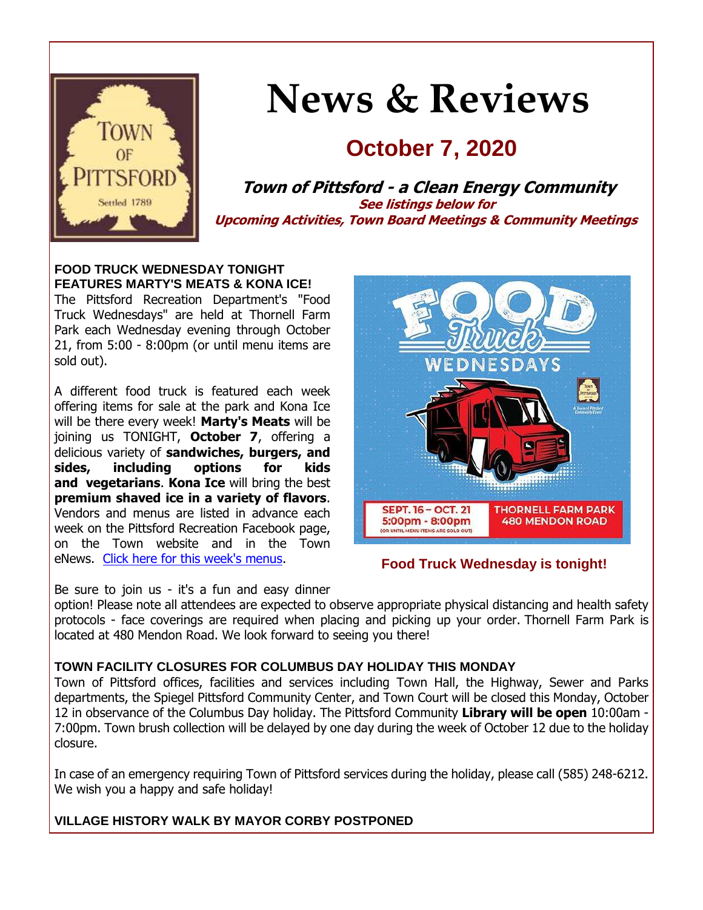# News & Reviews

## October 7, 2020

***Town of Pittsford - a Clean Energy Community***

***See listings below for***
***Upcoming Activities, Town Board Meetings & Community Meetings***

**FOOD TRUCK WEDNESDAY TONIGHT FEATURES MARTY'S MEATS & KONA ICE!**

The Pittsford Recreation Department's "Food Truck Wednesdays" are held at Thornell Farm Park each Wednesday evening through October 21, from 5:00 - 8:00pm (or until menu items are sold out).

A different food truck is featured each week offering items for sale at the park and Kona Ice will be there every week! **Marty's Meats** will be joining us TONIGHT, **October 7**, offering a delicious variety of **sandwiches, burgers, and sides, including options for kids and vegetarians**. **Kona Ice** will bring the best **premium shaved ice in a variety of flavors**. Vendors and menus are listed in advance each week on the Pittsford Recreation Facebook page, on the Town website and in the Town eNews. Click here for this week's menus.

**Food Truck Wednesday is tonight!**

Be sure to join us - it's a fun and easy dinner option! Please note all attendees are expected to observe appropriate physical distancing and health safety protocols - face coverings are required when placing and picking up your order. Thornell Farm Park is located at 480 Mendon Road. We look forward to seeing you there!

**TOWN FACILITY CLOSURES FOR COLUMBUS DAY HOLIDAY THIS MONDAY**

Town of Pittsford offices, facilities and services including Town Hall, the Highway, Sewer and Parks departments, the Spiegel Pittsford Community Center, and Town Court will be closed this Monday, October 12 in observance of the Columbus Day holiday. The Pittsford Community **Library will be open** 10:00am - 7:00pm. Town brush collection will be delayed by one day during the week of October 12 due to the holiday closure.

In case of an emergency requiring Town of Pittsford services during the holiday, please call (585) 248-6212. We wish you a happy and safe holiday!

**VILLAGE HISTORY WALK BY MAYOR CORBY POSTPONED**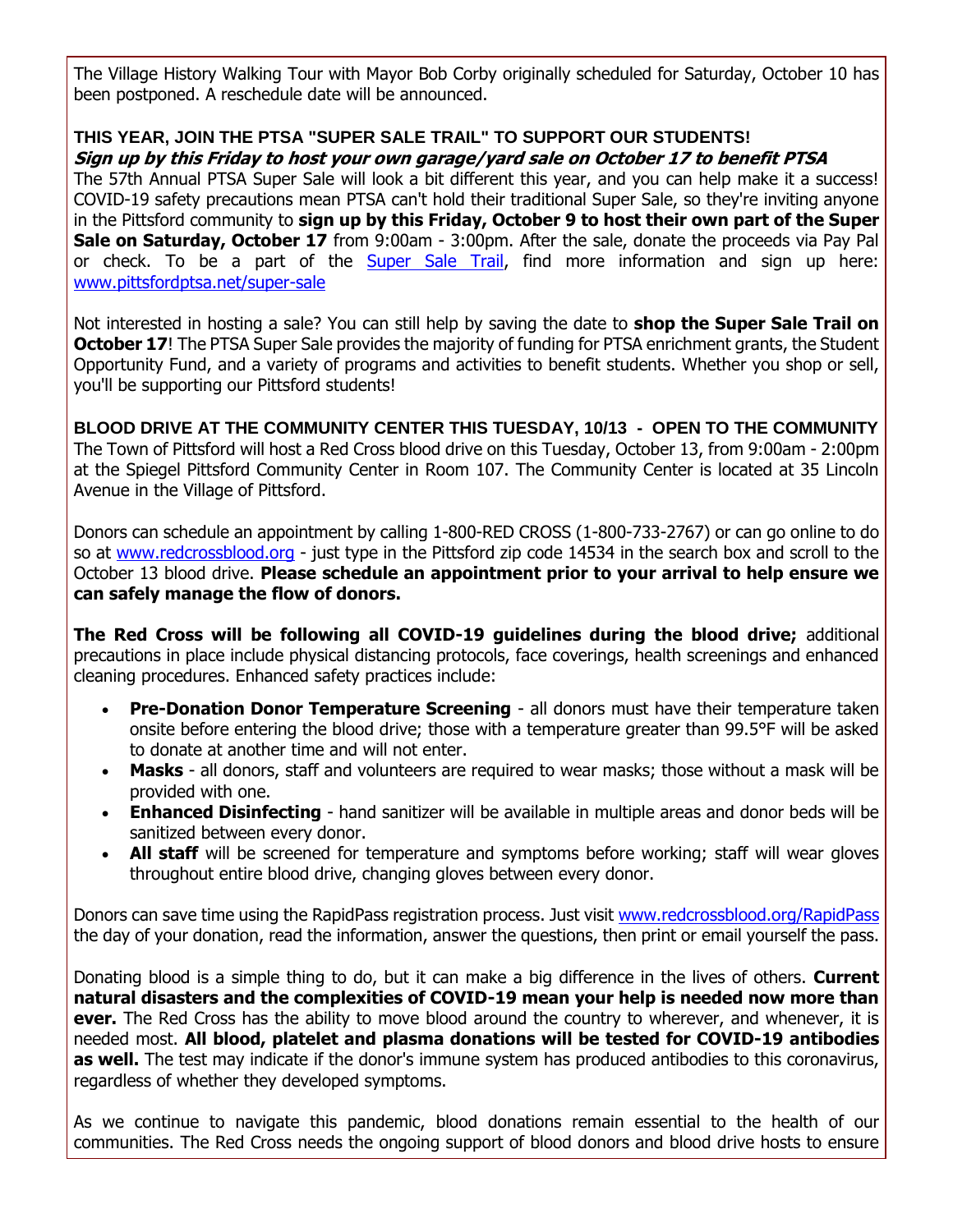The Village History Walking Tour with Mayor Bob Corby originally scheduled for Saturday, October 10 has been postponed. A reschedule date will be announced.

**THIS YEAR, JOIN THE PTSA "SUPER SALE TRAIL" TO SUPPORT OUR STUDENTS!**

***Sign up by this Friday to host your own garage/yard sale on October 17 to benefit PTSA***

The 57th Annual PTSA Super Sale will look a bit different this year, and you can help make it a success! COVID-19 safety precautions mean PTSA can't hold their traditional Super Sale, so they're inviting anyone in the Pittsford community to **sign up by this Friday, October 9 to host their own part of the Super Sale on Saturday, October 17** from 9:00am - 3:00pm. After the sale, donate the proceeds via Pay Pal or check. To be a part of the Super Sale Trail, find more information and sign up here: www.pittsfordptsa.net/super-sale

Not interested in hosting a sale? You can still help by saving the date to **shop the Super Sale Trail on October 17**! The PTSA Super Sale provides the majority of funding for PTSA enrichment grants, the Student Opportunity Fund, and a variety of programs and activities to benefit students. Whether you shop or sell, you'll be supporting our Pittsford students!

**BLOOD DRIVE AT THE COMMUNITY CENTER THIS TUESDAY, 10/13 - OPEN TO THE COMMUNITY**

The Town of Pittsford will host a Red Cross blood drive on this Tuesday, October 13, from 9:00am - 2:00pm at the Spiegel Pittsford Community Center in Room 107. The Community Center is located at 35 Lincoln Avenue in the Village of Pittsford.

Donors can schedule an appointment by calling 1-800-RED CROSS (1-800-733-2767) or can go online to do so at www.redcrossblood.org - just type in the Pittsford zip code 14534 in the search box and scroll to the October 13 blood drive. **Please schedule an appointment prior to your arrival to help ensure we can safely manage the flow of donors.**

**The Red Cross will be following all COVID-19 guidelines during the blood drive;** additional precautions in place include physical distancing protocols, face coverings, health screenings and enhanced cleaning procedures. Enhanced safety practices include:

- **Pre-Donation Donor Temperature Screening** - all donors must have their temperature taken onsite before entering the blood drive; those with a temperature greater than 99.5°F will be asked to donate at another time and will not enter.
- **Masks** - all donors, staff and volunteers are required to wear masks; those without a mask will be provided with one.
- **Enhanced Disinfecting** - hand sanitizer will be available in multiple areas and donor beds will be sanitized between every donor.
- **All staff** will be screened for temperature and symptoms before working; staff will wear gloves throughout entire blood drive, changing gloves between every donor.

Donors can save time using the RapidPass registration process. Just visit www.redcrossblood.org/RapidPass the day of your donation, read the information, answer the questions, then print or email yourself the pass.

Donating blood is a simple thing to do, but it can make a big difference in the lives of others. **Current natural disasters and the complexities of COVID-19 mean your help is needed now more than ever.** The Red Cross has the ability to move blood around the country to wherever, and whenever, it is needed most. **All blood, platelet and plasma donations will be tested for COVID-19 antibodies as well.** The test may indicate if the donor's immune system has produced antibodies to this coronavirus, regardless of whether they developed symptoms.

As we continue to navigate this pandemic, blood donations remain essential to the health of our communities. The Red Cross needs the ongoing support of blood donors and blood drive hosts to ensure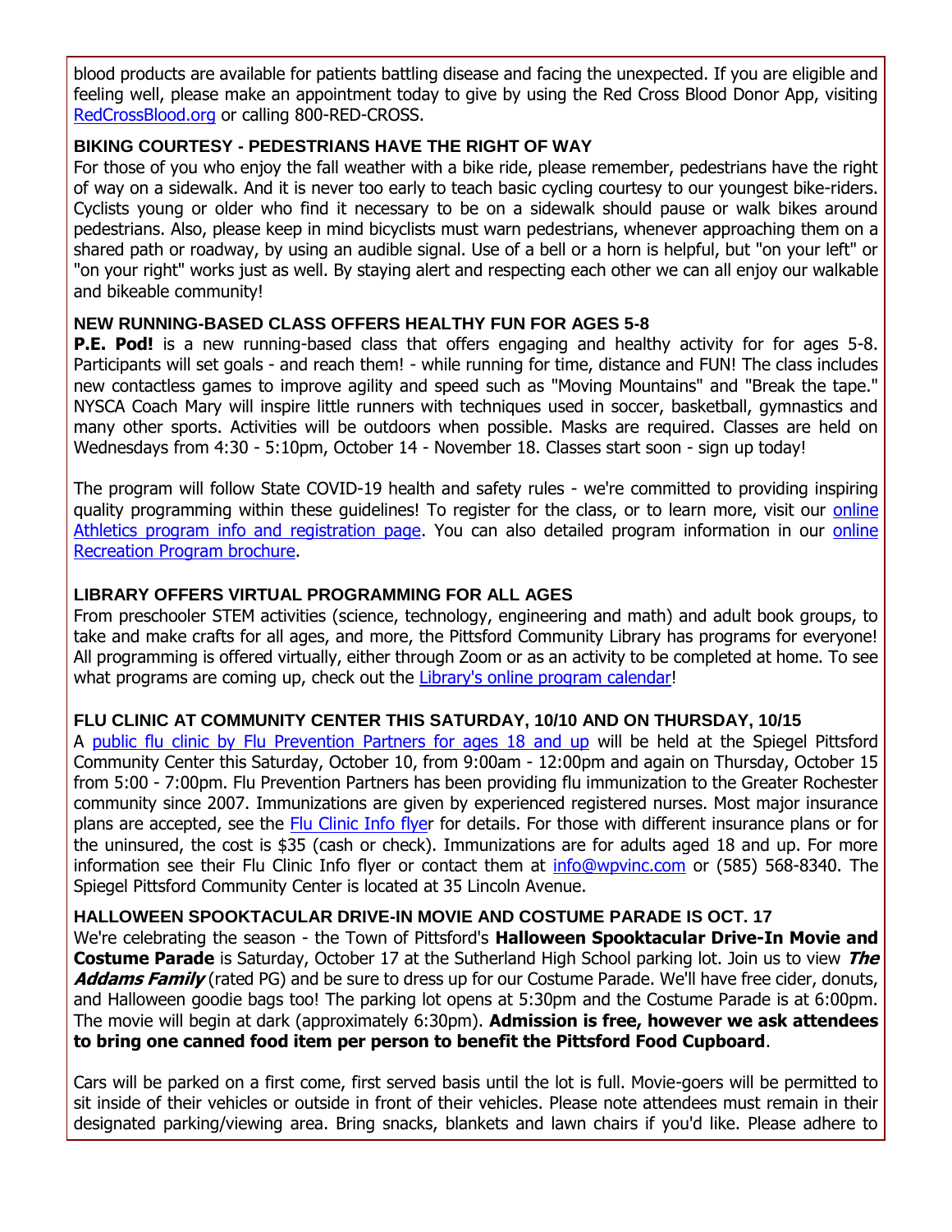blood products are available for patients battling disease and facing the unexpected. If you are eligible and feeling well, please make an appointment today to give by using the Red Cross Blood Donor App, visiting RedCrossBlood.org or calling 800-RED-CROSS.

### BIKING COURTESY - PEDESTRIANS HAVE THE RIGHT OF WAY

For those of you who enjoy the fall weather with a bike ride, please remember, pedestrians have the right of way on a sidewalk. And it is never too early to teach basic cycling courtesy to our youngest bike-riders. Cyclists young or older who find it necessary to be on a sidewalk should pause or walk bikes around pedestrians. Also, please keep in mind bicyclists must warn pedestrians, whenever approaching them on a shared path or roadway, by using an audible signal. Use of a bell or a horn is helpful, but "on your left" or "on your right" works just as well. By staying alert and respecting each other we can all enjoy our walkable and bikeable community!

### NEW RUNNING-BASED CLASS OFFERS HEALTHY FUN FOR AGES 5-8

**P.E. Pod!** is a new running-based class that offers engaging and healthy activity for for ages 5-8. Participants will set goals - and reach them! - while running for time, distance and FUN! The class includes new contactless games to improve agility and speed such as "Moving Mountains" and "Break the tape." NYSCA Coach Mary will inspire little runners with techniques used in soccer, basketball, gymnastics and many other sports. Activities will be outdoors when possible. Masks are required. Classes are held on Wednesdays from 4:30 - 5:10pm, October 14 - November 18. Classes start soon - sign up today!

The program will follow State COVID-19 health and safety rules - we're committed to providing inspiring quality programming within these guidelines! To register for the class, or to learn more, visit our online Athletics program info and registration page. You can also detailed program information in our online Recreation Program brochure.

### LIBRARY OFFERS VIRTUAL PROGRAMMING FOR ALL AGES

From preschooler STEM activities (science, technology, engineering and math) and adult book groups, to take and make crafts for all ages, and more, the Pittsford Community Library has programs for everyone! All programming is offered virtually, either through Zoom or as an activity to be completed at home. To see what programs are coming up, check out the Library's online program calendar!

### FLU CLINIC AT COMMUNITY CENTER THIS SATURDAY, 10/10 AND ON THURSDAY, 10/15

A public flu clinic by Flu Prevention Partners for ages 18 and up will be held at the Spiegel Pittsford Community Center this Saturday, October 10, from 9:00am - 12:00pm and again on Thursday, October 15 from 5:00 - 7:00pm. Flu Prevention Partners has been providing flu immunization to the Greater Rochester community since 2007. Immunizations are given by experienced registered nurses. Most major insurance plans are accepted, see the Flu Clinic Info flyer for details. For those with different insurance plans or for the uninsured, the cost is $35 (cash or check). Immunizations are for adults aged 18 and up. For more information see their Flu Clinic Info flyer or contact them at info@wpvinc.com or (585) 568-8340. The Spiegel Pittsford Community Center is located at 35 Lincoln Avenue.

### HALLOWEEN SPOOKTACULAR DRIVE-IN MOVIE AND COSTUME PARADE IS OCT. 17

We're celebrating the season - the Town of Pittsford's **Halloween Spooktacular Drive-In Movie and Costume Parade** is Saturday, October 17 at the Sutherland High School parking lot. Join us to view ***The Addams Family*** (rated PG) and be sure to dress up for our Costume Parade. We'll have free cider, donuts, and Halloween goodie bags too! The parking lot opens at 5:30pm and the Costume Parade is at 6:00pm. The movie will begin at dark (approximately 6:30pm). **Admission is free, however we ask attendees to bring one canned food item per person to benefit the Pittsford Food Cupboard**.

Cars will be parked on a first come, first served basis until the lot is full. Movie-goers will be permitted to sit inside of their vehicles or outside in front of their vehicles. Please note attendees must remain in their designated parking/viewing area. Bring snacks, blankets and lawn chairs if you'd like. Please adhere to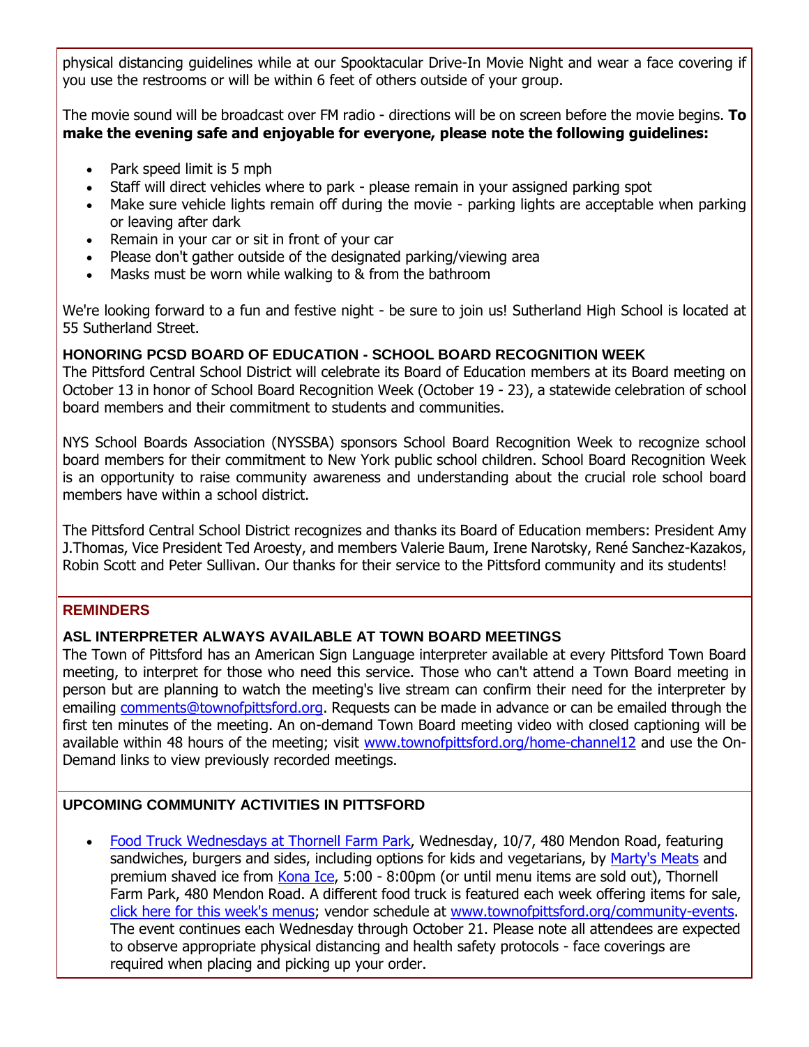physical distancing guidelines while at our Spooktacular Drive-In Movie Night and wear a face covering if you use the restrooms or will be within 6 feet of others outside of your group.

The movie sound will be broadcast over FM radio - directions will be on screen before the movie begins. **To make the evening safe and enjoyable for everyone, please note the following guidelines:**

- Park speed limit is 5 mph
- Staff will direct vehicles where to park - please remain in your assigned parking spot
- Make sure vehicle lights remain off during the movie - parking lights are acceptable when parking or leaving after dark
- Remain in your car or sit in front of your car
- Please don't gather outside of the designated parking/viewing area
- Masks must be worn while walking to & from the bathroom

We're looking forward to a fun and festive night - be sure to join us! Sutherland High School is located at 55 Sutherland Street.

### HONORING PCSD BOARD OF EDUCATION - SCHOOL BOARD RECOGNITION WEEK

The Pittsford Central School District will celebrate its Board of Education members at its Board meeting on October 13 in honor of School Board Recognition Week (October 19 - 23), a statewide celebration of school board members and their commitment to students and communities.

NYS School Boards Association (NYSSBA) sponsors School Board Recognition Week to recognize school board members for their commitment to New York public school children. School Board Recognition Week is an opportunity to raise community awareness and understanding about the crucial role school board members have within a school district.

The Pittsford Central School District recognizes and thanks its Board of Education members: President Amy J.Thomas, Vice President Ted Aroesty, and members Valerie Baum, Irene Narotsky, René Sanchez-Kazakos, Robin Scott and Peter Sullivan. Our thanks for their service to the Pittsford community and its students!

## REMINDERS

### ASL INTERPRETER ALWAYS AVAILABLE AT TOWN BOARD MEETINGS

The Town of Pittsford has an American Sign Language interpreter available at every Pittsford Town Board meeting, to interpret for those who need this service. Those who can't attend a Town Board meeting in person but are planning to watch the meeting's live stream can confirm their need for the interpreter by emailing comments@townofpittsford.org. Requests can be made in advance or can be emailed through the first ten minutes of the meeting. An on-demand Town Board meeting video with closed captioning will be available within 48 hours of the meeting; visit www.townofpittsford.org/home-channel12 and use the On-Demand links to view previously recorded meetings.

### UPCOMING COMMUNITY ACTIVITIES IN PITTSFORD

- Food Truck Wednesdays at Thornell Farm Park, Wednesday, 10/7, 480 Mendon Road, featuring sandwiches, burgers and sides, including options for kids and vegetarians, by Marty's Meats and premium shaved ice from Kona Ice, 5:00 - 8:00pm (or until menu items are sold out), Thornell Farm Park, 480 Mendon Road. A different food truck is featured each week offering items for sale, click here for this week's menus; vendor schedule at www.townofpittsford.org/community-events. The event continues each Wednesday through October 21. Please note all attendees are expected to observe appropriate physical distancing and health safety protocols - face coverings are required when placing and picking up your order.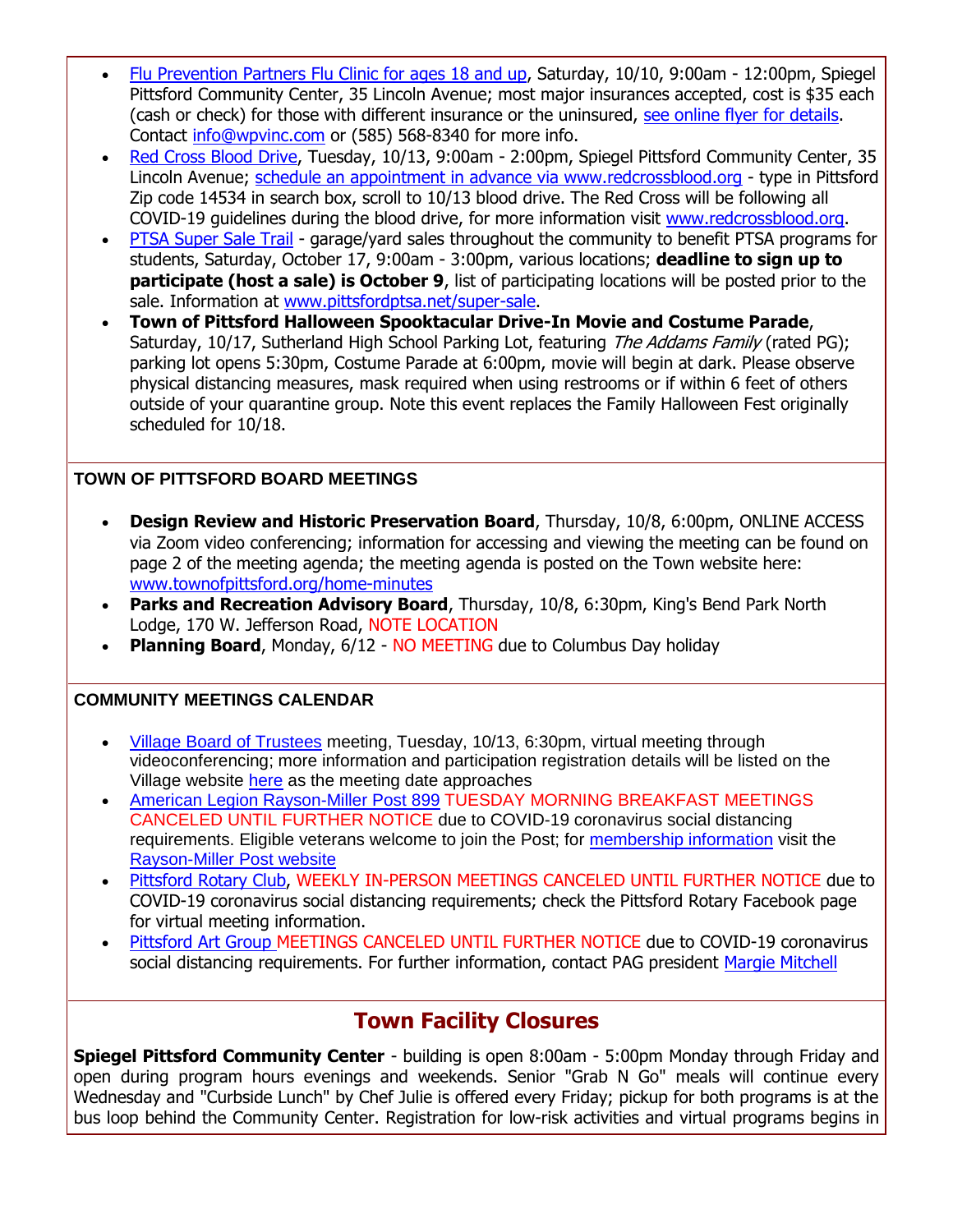- Flu Prevention Partners Flu Clinic for ages 18 and up, Saturday, 10/10, 9:00am - 12:00pm, Spiegel Pittsford Community Center, 35 Lincoln Avenue; most major insurances accepted, cost is $35 each (cash or check) for those with different insurance or the uninsured, see online flyer for details. Contact info@wpvinc.com or (585) 568-8340 for more info.
- Red Cross Blood Drive, Tuesday, 10/13, 9:00am - 2:00pm, Spiegel Pittsford Community Center, 35 Lincoln Avenue; schedule an appointment in advance via www.redcrossblood.org - type in Pittsford Zip code 14534 in search box, scroll to 10/13 blood drive. The Red Cross will be following all COVID-19 guidelines during the blood drive, for more information visit www.redcrossblood.org.
- PTSA Super Sale Trail - garage/yard sales throughout the community to benefit PTSA programs for students, Saturday, October 17, 9:00am - 3:00pm, various locations; **deadline to sign up to participate (host a sale) is October 9**, list of participating locations will be posted prior to the sale. Information at www.pittsfordptsa.net/super-sale.
- **Town of Pittsford Halloween Spooktacular Drive-In Movie and Costume Parade**, Saturday, 10/17, Sutherland High School Parking Lot, featuring *The Addams Family* (rated PG); parking lot opens 5:30pm, Costume Parade at 6:00pm, movie will begin at dark. Please observe physical distancing measures, mask required when using restrooms or if within 6 feet of others outside of your quarantine group. Note this event replaces the Family Halloween Fest originally scheduled for 10/18.

### TOWN OF PITTSFORD BOARD MEETINGS

- **Design Review and Historic Preservation Board**, Thursday, 10/8, 6:00pm, ONLINE ACCESS via Zoom video conferencing; information for accessing and viewing the meeting can be found on page 2 of the meeting agenda; the meeting agenda is posted on the Town website here: www.townofpittsford.org/home-minutes
- **Parks and Recreation Advisory Board**, Thursday, 10/8, 6:30pm, King's Bend Park North Lodge, 170 W. Jefferson Road, NOTE LOCATION
- **Planning Board**, Monday, 6/12 - NO MEETING due to Columbus Day holiday

### COMMUNITY MEETINGS CALENDAR

- Village Board of Trustees meeting, Tuesday, 10/13, 6:30pm, virtual meeting through videoconferencing; more information and participation registration details will be listed on the Village website here as the meeting date approaches
- American Legion Rayson-Miller Post 899 TUESDAY MORNING BREAKFAST MEETINGS CANCELED UNTIL FURTHER NOTICE due to COVID-19 coronavirus social distancing requirements. Eligible veterans welcome to join the Post; for membership information visit the Rayson-Miller Post website
- Pittsford Rotary Club, WEEKLY IN-PERSON MEETINGS CANCELED UNTIL FURTHER NOTICE due to COVID-19 coronavirus social distancing requirements; check the Pittsford Rotary Facebook page for virtual meeting information.
- Pittsford Art Group MEETINGS CANCELED UNTIL FURTHER NOTICE due to COVID-19 coronavirus social distancing requirements. For further information, contact PAG president Margie Mitchell

## Town Facility Closures

**Spiegel Pittsford Community Center** - building is open 8:00am - 5:00pm Monday through Friday and open during program hours evenings and weekends. Senior "Grab N Go" meals will continue every Wednesday and "Curbside Lunch" by Chef Julie is offered every Friday; pickup for both programs is at the bus loop behind the Community Center. Registration for low-risk activities and virtual programs begins in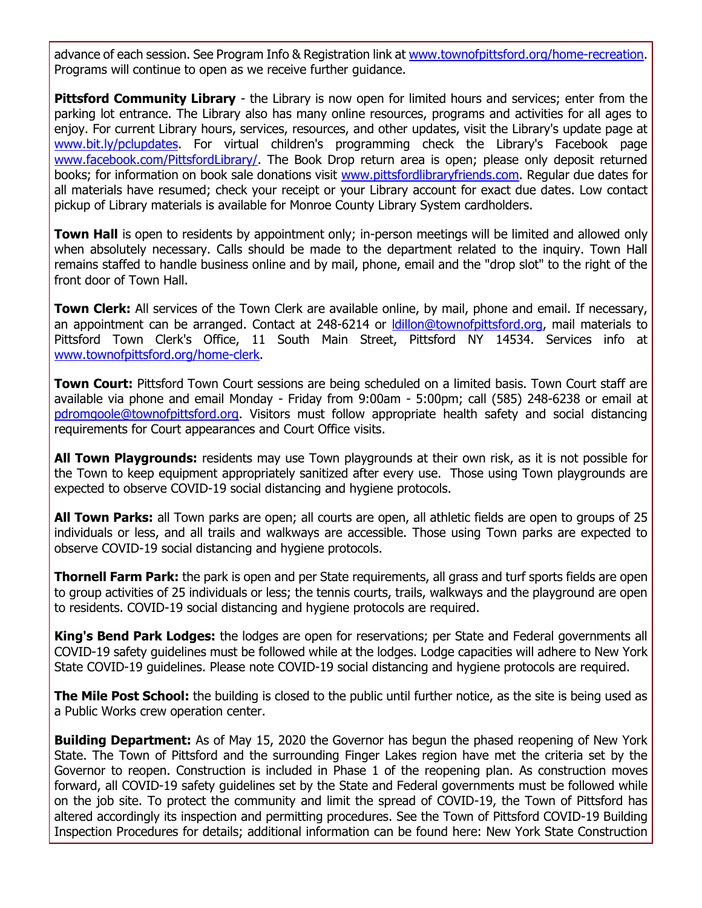advance of each session. See Program Info & Registration link at www.townofpittsford.org/home-recreation. Programs will continue to open as we receive further guidance.

**Pittsford Community Library** - the Library is now open for limited hours and services; enter from the parking lot entrance. The Library also has many online resources, programs and activities for all ages to enjoy. For current Library hours, services, resources, and other updates, visit the Library's update page at www.bit.ly/pclupdates. For virtual children's programming check the Library's Facebook page www.facebook.com/PittsfordLibrary/. The Book Drop return area is open; please only deposit returned books; for information on book sale donations visit www.pittsfordlibraryfriends.com. Regular due dates for all materials have resumed; check your receipt or your Library account for exact due dates. Low contact pickup of Library materials is available for Monroe County Library System cardholders.

**Town Hall** is open to residents by appointment only; in-person meetings will be limited and allowed only when absolutely necessary. Calls should be made to the department related to the inquiry. Town Hall remains staffed to handle business online and by mail, phone, email and the "drop slot" to the right of the front door of Town Hall.

**Town Clerk:** All services of the Town Clerk are available online, by mail, phone and email. If necessary, an appointment can be arranged. Contact at 248-6214 or ldillon@townofpittsford.org, mail materials to Pittsford Town Clerk's Office, 11 South Main Street, Pittsford NY 14534. Services info at www.townofpittsford.org/home-clerk.

**Town Court:** Pittsford Town Court sessions are being scheduled on a limited basis. Town Court staff are available via phone and email Monday - Friday from 9:00am - 5:00pm; call (585) 248-6238 or email at pdromgoole@townofpittsford.org. Visitors must follow appropriate health safety and social distancing requirements for Court appearances and Court Office visits.

**All Town Playgrounds:** residents may use Town playgrounds at their own risk, as it is not possible for the Town to keep equipment appropriately sanitized after every use. Those using Town playgrounds are expected to observe COVID-19 social distancing and hygiene protocols.

**All Town Parks:** all Town parks are open; all courts are open, all athletic fields are open to groups of 25 individuals or less, and all trails and walkways are accessible. Those using Town parks are expected to observe COVID-19 social distancing and hygiene protocols.

**Thornell Farm Park:** the park is open and per State requirements, all grass and turf sports fields are open to group activities of 25 individuals or less; the tennis courts, trails, walkways and the playground are open to residents. COVID-19 social distancing and hygiene protocols are required.

**King's Bend Park Lodges:** the lodges are open for reservations; per State and Federal governments all COVID-19 safety guidelines must be followed while at the lodges. Lodge capacities will adhere to New York State COVID-19 guidelines. Please note COVID-19 social distancing and hygiene protocols are required.

**The Mile Post School:** the building is closed to the public until further notice, as the site is being used as a Public Works crew operation center.

**Building Department:** As of May 15, 2020 the Governor has begun the phased reopening of New York State. The Town of Pittsford and the surrounding Finger Lakes region have met the criteria set by the Governor to reopen. Construction is included in Phase 1 of the reopening plan. As construction moves forward, all COVID-19 safety guidelines set by the State and Federal governments must be followed while on the job site. To protect the community and limit the spread of COVID-19, the Town of Pittsford has altered accordingly its inspection and permitting procedures. See the Town of Pittsford COVID-19 Building Inspection Procedures for details; additional information can be found here: New York State Construction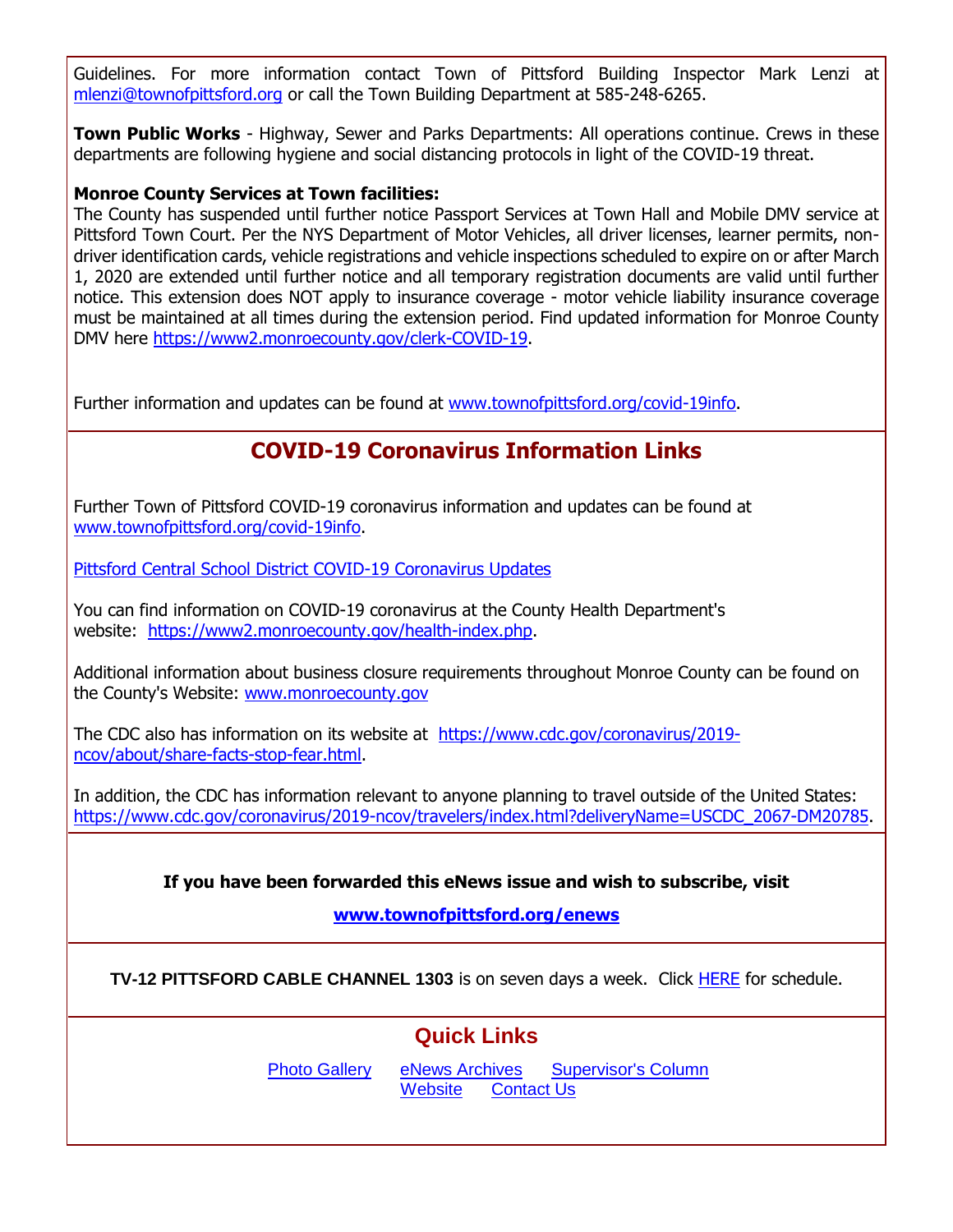Guidelines. For more information contact Town of Pittsford Building Inspector Mark Lenzi at mlenzi@townofpittsford.org or call the Town Building Department at 585-248-6265.

**Town Public Works** - Highway, Sewer and Parks Departments: All operations continue. Crews in these departments are following hygiene and social distancing protocols in light of the COVID-19 threat.

**Monroe County Services at Town facilities:**
The County has suspended until further notice Passport Services at Town Hall and Mobile DMV service at Pittsford Town Court. Per the NYS Department of Motor Vehicles, all driver licenses, learner permits, non-driver identification cards, vehicle registrations and vehicle inspections scheduled to expire on or after March 1, 2020 are extended until further notice and all temporary registration documents are valid until further notice. This extension does NOT apply to insurance coverage - motor vehicle liability insurance coverage must be maintained at all times during the extension period. Find updated information for Monroe County DMV here https://www2.monroecounty.gov/clerk-COVID-19.

Further information and updates can be found at www.townofpittsford.org/covid-19info.

## COVID-19 Coronavirus Information Links

Further Town of Pittsford COVID-19 coronavirus information and updates can be found at www.townofpittsford.org/covid-19info.

Pittsford Central School District COVID-19 Coronavirus Updates

You can find information on COVID-19 coronavirus at the County Health Department's website: https://www2.monroecounty.gov/health-index.php.

Additional information about business closure requirements throughout Monroe County can be found on the County's Website: www.monroecounty.gov

The CDC also has information on its website at https://www.cdc.gov/coronavirus/2019-ncov/about/share-facts-stop-fear.html.

In addition, the CDC has information relevant to anyone planning to travel outside of the United States: https://www.cdc.gov/coronavirus/2019-ncov/travelers/index.html?deliveryName=USCDC_2067-DM20785.

**If you have been forwarded this eNews issue and wish to subscribe, visit**

**www.townofpittsford.org/enews**

**TV-12 PITTSFORD CABLE CHANNEL 1303** is on seven days a week. Click HERE for schedule.

## Quick Links

Photo Gallery eNews Archives Supervisor's Column
Website Contact Us